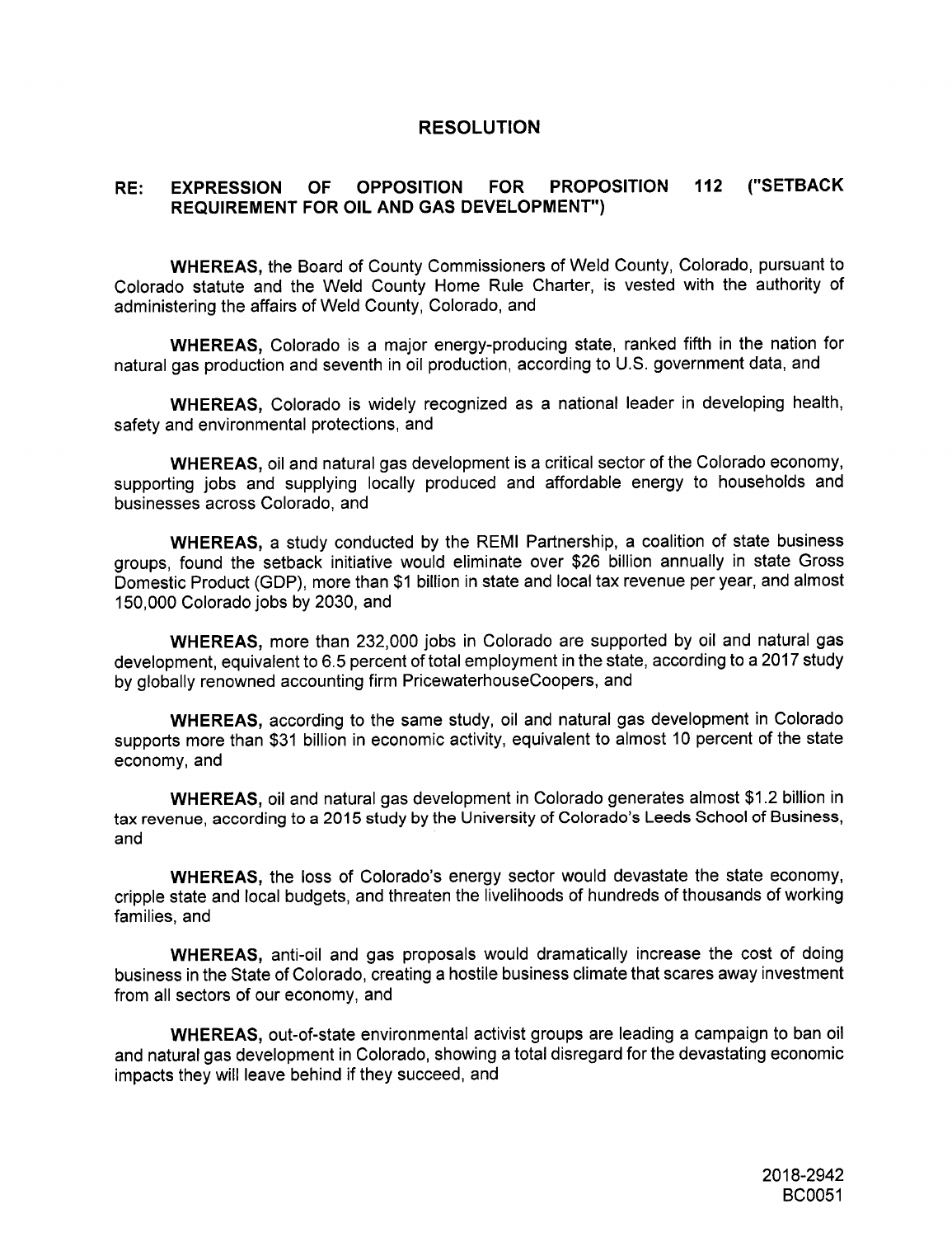# RESOLUTION

## RE: EXPRESSION OF OPPOSITION FOR PROPOSITION 112 ("SETBACK REQUIREMENT FOR OIL AND GAS DEVELOPMENT")

**WHEREAS,** the Board of County Commissioners of Weld County, Colorado, pursuant to Colorado statute and the Weld County Home Rule Charter, is vested with the authority of administering the affairs of Weld County, Colorado, and

**WHEREAS,** Colorado is a major energy-producing state, ranked fifth in the nation for natural gas production and seventh in oil production, according to U.S. government data, and

**WHEREAS,** Colorado is widely recognized as a national leader in developing health, safety and environmental protections, and

**WHEREAS,** oil and natural gas development is a critical sector of the Colorado economy, supporting jobs and supplying locally produced and affordable energy to households and businesses across Colorado, and

**WHEREAS,** a study conducted by the REMI Partnership, a coalition of state business groups, found the setback initiative would eliminate over $26 billion annually in state Gross Domestic Product (GDP), more than $1 billion in state and local tax revenue per year, and almost 150,000 Colorado jobs by 2030, and

**WHEREAS,** more than 232,000 jobs in Colorado are supported by oil and natural gas development, equivalent to 6.5 percent of total employment in the state, according to a 2017 study by globally renowned accounting firm PricewaterhouseCoopers, and

**WHEREAS,** according to the same study, oil and natural gas development in Colorado supports more than $31 billion in economic activity, equivalent to almost 10 percent of the state economy, and

**WHEREAS,** oil and natural gas development in Colorado generates almost $1.2 billion in tax revenue, according to a 2015 study by the University of Colorado's Leeds School of Business, and

**WHEREAS,** the loss of Colorado's energy sector would devastate the state economy, cripple state and local budgets, and threaten the livelihoods of hundreds of thousands of working families, and

**WHEREAS,** anti-oil and gas proposals would dramatically increase the cost of doing business in the State of Colorado, creating a hostile business climate that scares away investment from all sectors of our economy, and

**WHEREAS,** out-of-state environmental activist groups are leading a campaign to ban oil and natural gas development in Colorado, showing a total disregard for the devastating economic impacts they will leave behind if they succeed, and

2018-2942
BC0051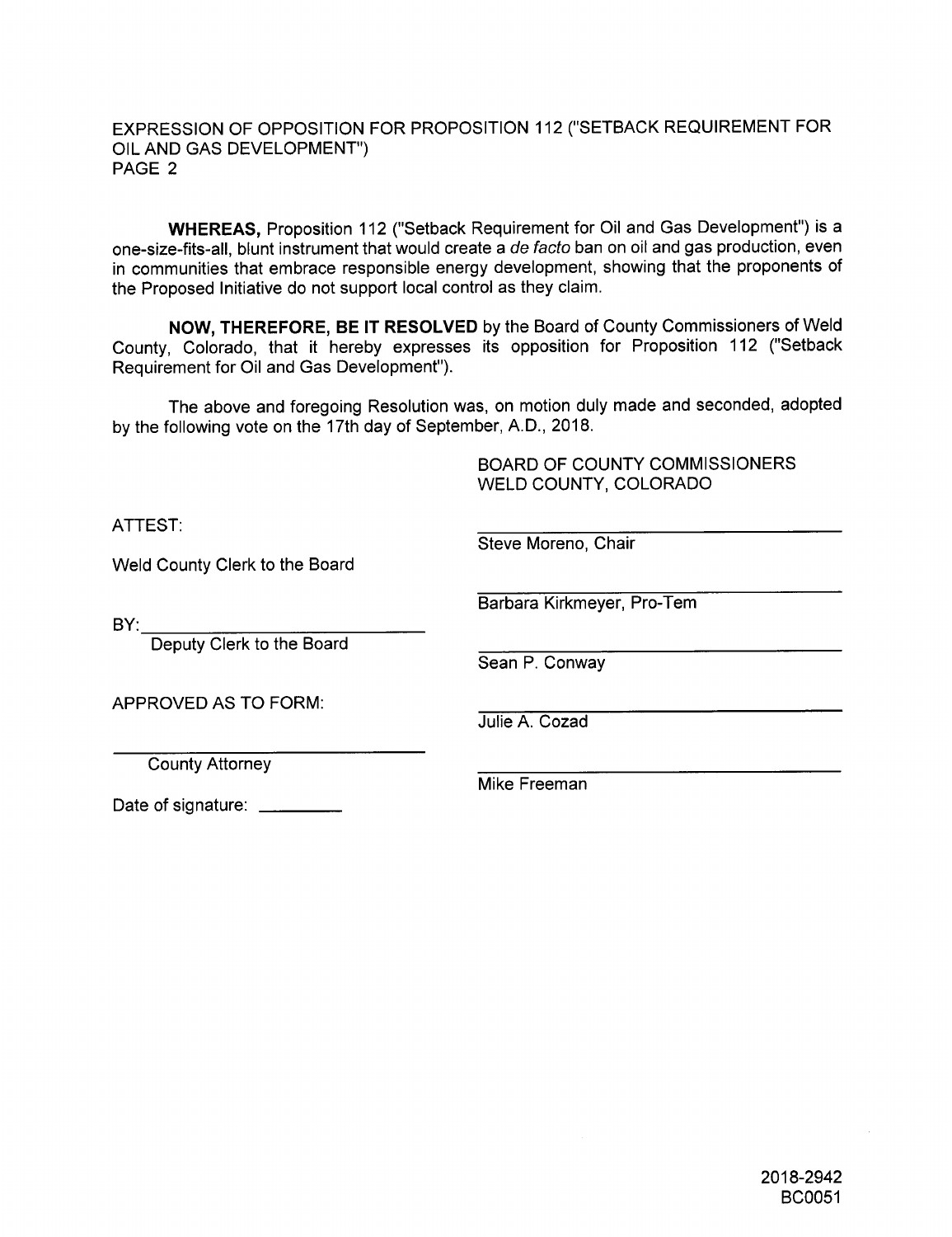EXPRESSION OF OPPOSITION FOR PROPOSITION 112 ("SETBACK REQUIREMENT FOR OIL AND GAS DEVELOPMENT")
PAGE 2

**WHEREAS,** Proposition 112 ("Setback Requirement for Oil and Gas Development") is a one-size-fits-all, blunt instrument that would create a *de facto* ban on oil and gas production, even in communities that embrace responsible energy development, showing that the proponents of the Proposed Initiative do not support local control as they claim.

**NOW, THEREFORE, BE IT RESOLVED** by the Board of County Commissioners of Weld County, Colorado, that it hereby expresses its opposition for Proposition 112 ("Setback Requirement for Oil and Gas Development").

The above and foregoing Resolution was, on motion duly made and seconded, adopted by the following vote on the 17th day of September, A.D., 2018.

BOARD OF COUNTY COMMISSIONERS
WELD COUNTY, COLORADO

ATTEST:

Weld County Clerk to the Board

BY: ____________________
Deputy Clerk to the Board

APPROVED AS TO FORM:

____________________
County Attorney

Date of signature: ________

____________________
Steve Moreno, Chair

____________________
Barbara Kirkmeyer, Pro-Tem

____________________
Sean P. Conway

____________________
Julie A. Cozad

____________________
Mike Freeman

2018-2942
BC0051